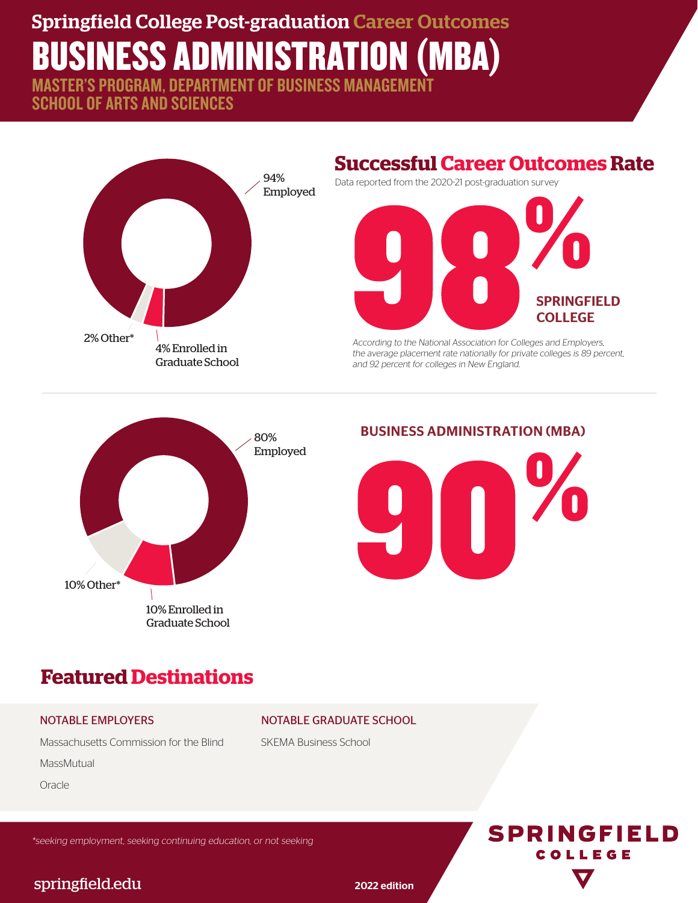# Springfield College Post-graduation Career Outcomes

# BUSINESS ADMINISTRATION (MBA)

### MASTER'S PROGRAM, DEPARTMENT OF BUSINESS MANAGEMENT
### SCHOOL OF ARTS AND SCIENCES

94% Employed

2% Other*

4% Enrolled in Graduate School

## Successful Career Outcomes Rate

Data reported from the 2020-21 post-graduation survey

**98%**

**SPRINGFIELD COLLEGE**

*According to the National Association for Colleges and Employers, the average placement rate nationally for private colleges is 89 percent, and 92 percent for colleges in New England.*

80% Employed

10% Other*

10% Enrolled in Graduate School

**BUSINESS ADMINISTRATION (MBA)**

**90%**

## Featured Destinations

**NOTABLE EMPLOYERS**

Massachusetts Commission for the Blind

MassMutual

Oracle

**NOTABLE GRADUATE SCHOOL**

SKEMA Business School

*\*seeking employment, seeking continuing education, or not seeking*

springfield.edu

2022 edition

SPRINGFIELD COLLEGE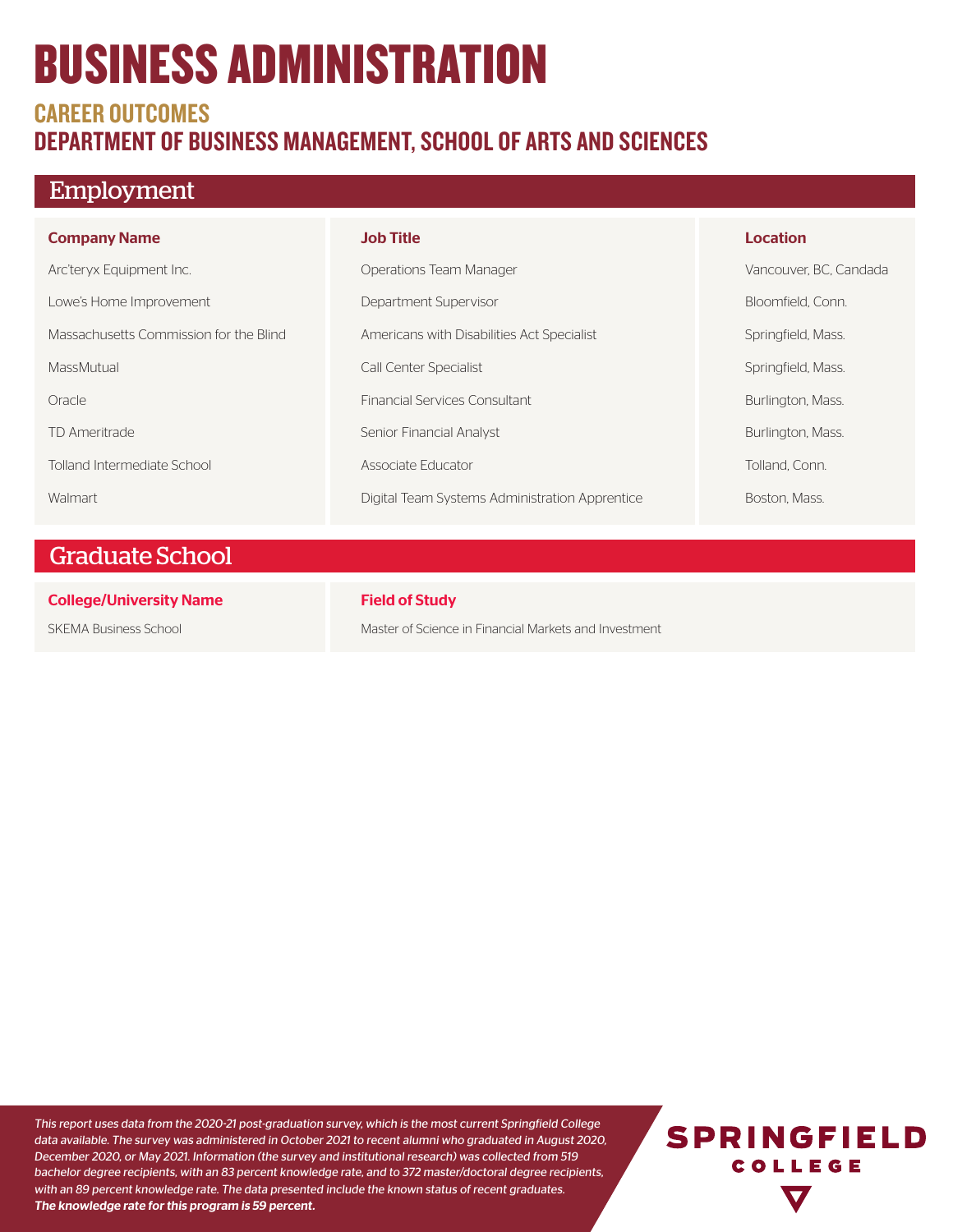# BUSINESS ADMINISTRATION

## CAREER OUTCOMES

## DEPARTMENT OF BUSINESS MANAGEMENT, SCHOOL OF ARTS AND SCIENCES

### Employment

| Company Name | Job Title | Location |
|---|---|---|
| Arc'teryx Equipment Inc. | Operations Team Manager | Vancouver, BC, Candada |
| Lowe's Home Improvement | Department Supervisor | Bloomfield, Conn. |
| Massachusetts Commission for the Blind | Americans with Disabilities Act Specialist | Springfield, Mass. |
| MassMutual | Call Center Specialist | Springfield, Mass. |
| Oracle | Financial Services Consultant | Burlington, Mass. |
| TD Ameritrade | Senior Financial Analyst | Burlington, Mass. |
| Tolland Intermediate School | Associate Educator | Tolland, Conn. |
| Walmart | Digital Team Systems Administration Apprentice | Boston, Mass. |

### Graduate School

| College/University Name | Field of Study |
|---|---|
| SKEMA Business School | Master of Science in Financial Markets and Investment |

*This report uses data from the 2020-21 post-graduation survey, which is the most current Springfield College data available. The survey was administered in October 2021 to recent alumni who graduated in August 2020, December 2020, or May 2021. Information (the survey and institutional research) was collected from 519 bachelor degree recipients, with an 83 percent knowledge rate, and to 372 master/doctoral degree recipients, with an 89 percent knowledge rate. The data presented include the known status of recent graduates.* ***The knowledge rate for this program is 59 percent.***

SPRINGFIELD COLLEGE